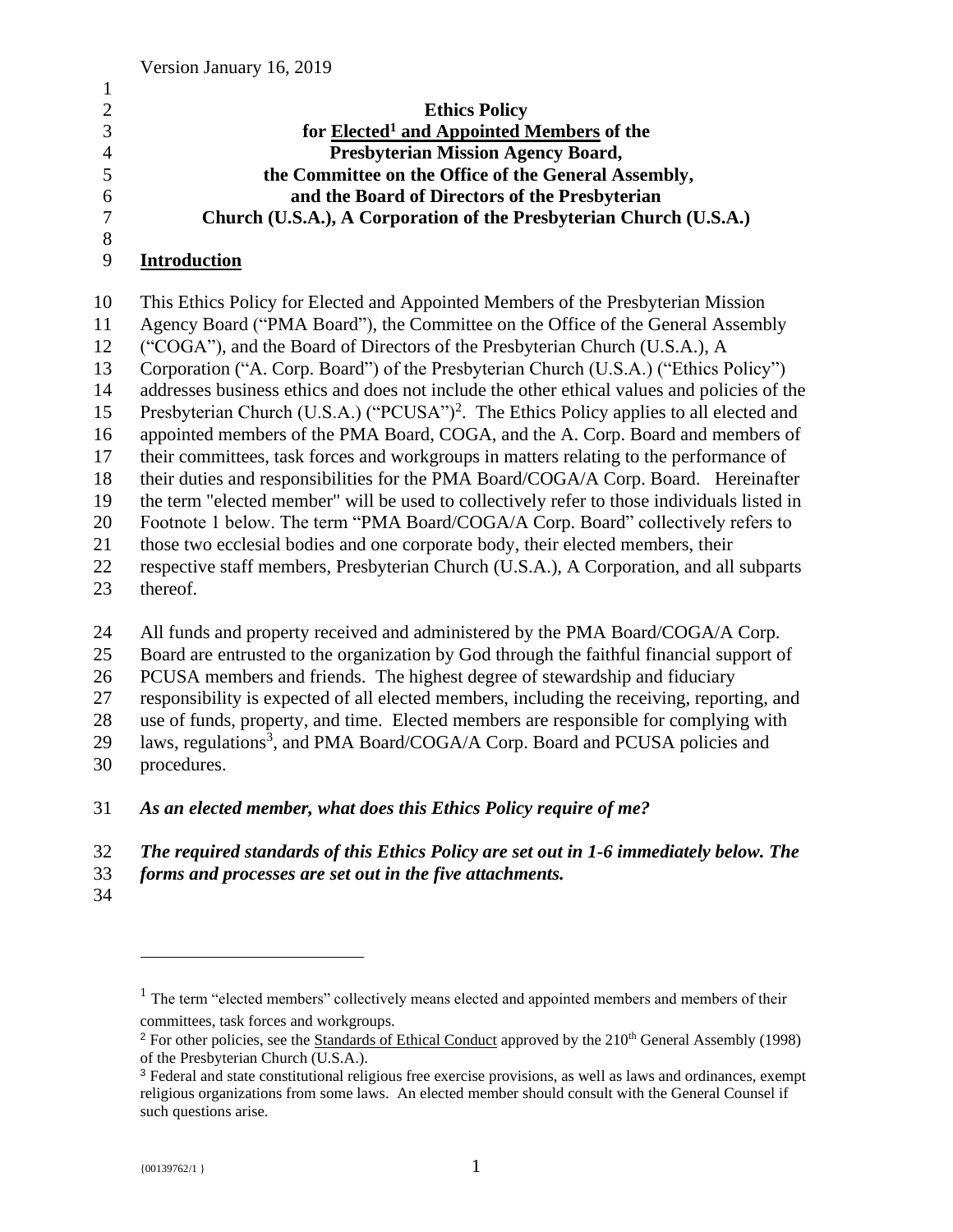Version January 16, 2019

**Ethics Policy**
**for <u>Elected[1] and Appointed Members</u> of the**
**Presbyterian Mission Agency Board,**
**the Committee on the Office of the General Assembly,**
**and the Board of Directors of the Presbyterian**
**Church (U.S.A.), A Corporation of the Presbyterian Church (U.S.A.)**

## Introduction

This Ethics Policy for Elected and Appointed Members of the Presbyterian Mission Agency Board ("PMA Board"), the Committee on the Office of the General Assembly ("COGA"), and the Board of Directors of the Presbyterian Church (U.S.A.), A Corporation ("A. Corp. Board") of the Presbyterian Church (U.S.A.) ("Ethics Policy") addresses business ethics and does not include the other ethical values and policies of the Presbyterian Church (U.S.A.) ("PCUSA")[2]. The Ethics Policy applies to all elected and appointed members of the PMA Board, COGA, and the A. Corp. Board and members of their committees, task forces and workgroups in matters relating to the performance of their duties and responsibilities for the PMA Board/COGA/A Corp. Board. Hereinafter the term "elected member" will be used to collectively refer to those individuals listed in Footnote 1 below. The term "PMA Board/COGA/A Corp. Board" collectively refers to those two ecclesial bodies and one corporate body, their elected members, their respective staff members, Presbyterian Church (U.S.A.), A Corporation, and all subparts thereof.

All funds and property received and administered by the PMA Board/COGA/A Corp. Board are entrusted to the organization by God through the faithful financial support of PCUSA members and friends. The highest degree of stewardship and fiduciary responsibility is expected of all elected members, including the receiving, reporting, and use of funds, property, and time. Elected members are responsible for complying with laws, regulations[3], and PMA Board/COGA/A Corp. Board and PCUSA policies and procedures.

***As an elected member, what does this Ethics Policy require of me?***

***The required standards of this Ethics Policy are set out in 1-6 immediately below. The forms and processes are set out in the five attachments.***

---

[1] The term "elected members" collectively means elected and appointed members and members of their committees, task forces and workgroups.

[2] For other policies, see the <u>Standards of Ethical Conduct</u> approved by the 210th General Assembly (1998) of the Presbyterian Church (U.S.A.).

[3] Federal and state constitutional religious free exercise provisions, as well as laws and ordinances, exempt religious organizations from some laws. An elected member should consult with the General Counsel if such questions arise.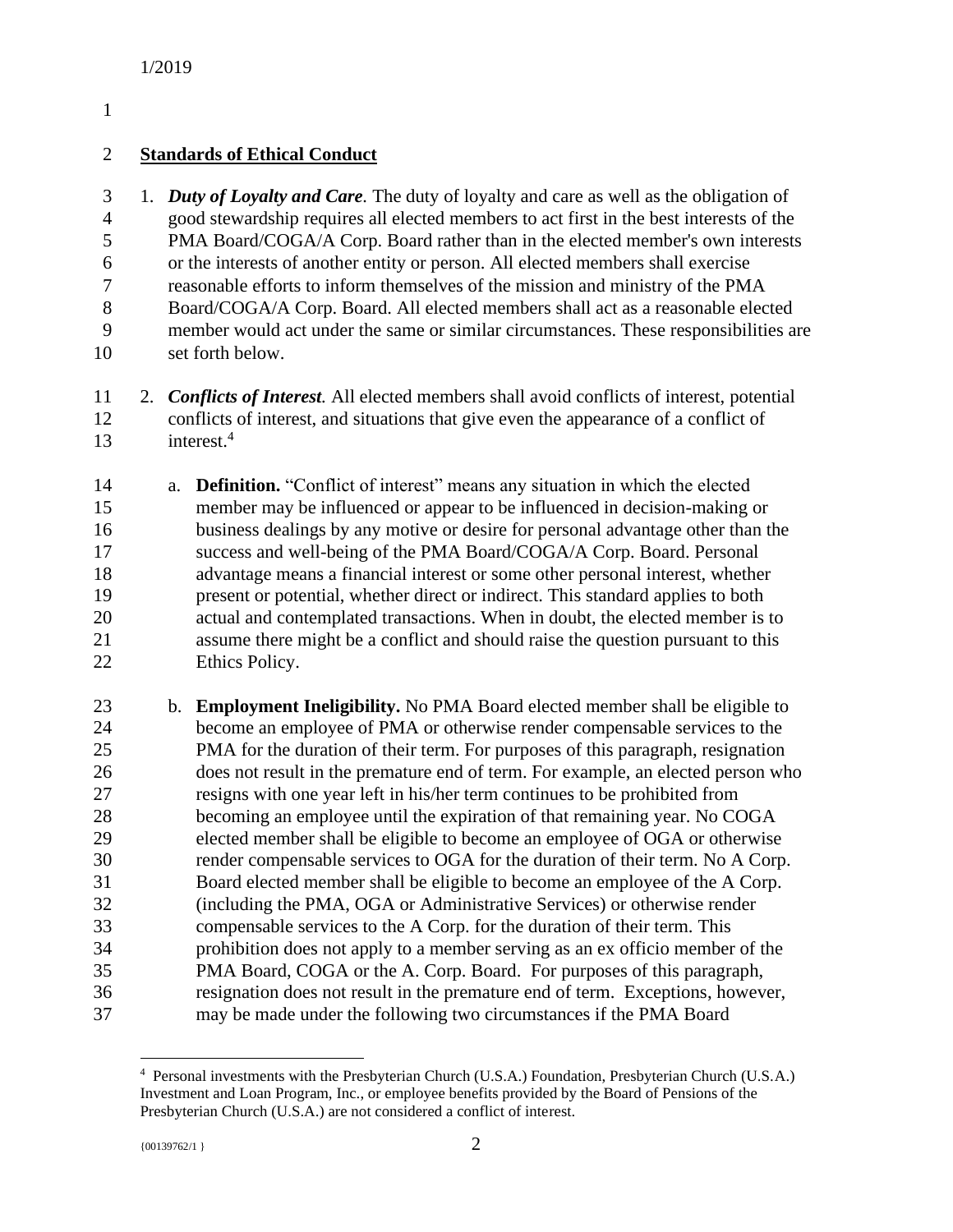## Standards of Ethical Conduct

1. ***Duty of Loyalty and Care.*** The duty of loyalty and care as well as the obligation of good stewardship requires all elected members to act first in the best interests of the PMA Board/COGA/A Corp. Board rather than in the elected member's own interests or the interests of another entity or person. All elected members shall exercise reasonable efforts to inform themselves of the mission and ministry of the PMA Board/COGA/A Corp. Board. All elected members shall act as a reasonable elected member would act under the same or similar circumstances. These responsibilities are set forth below.

2. ***Conflicts of Interest.*** All elected members shall avoid conflicts of interest, potential conflicts of interest, and situations that give even the appearance of a conflict of interest.[4]

   a. **Definition.** "Conflict of interest" means any situation in which the elected member may be influenced or appear to be influenced in decision-making or business dealings by any motive or desire for personal advantage other than the success and well-being of the PMA Board/COGA/A Corp. Board. Personal advantage means a financial interest or some other personal interest, whether present or potential, whether direct or indirect. This standard applies to both actual and contemplated transactions. When in doubt, the elected member is to assume there might be a conflict and should raise the question pursuant to this Ethics Policy.

   b. **Employment Ineligibility.** No PMA Board elected member shall be eligible to become an employee of PMA or otherwise render compensable services to the PMA for the duration of their term. For purposes of this paragraph, resignation does not result in the premature end of term. For example, an elected person who resigns with one year left in his/her term continues to be prohibited from becoming an employee until the expiration of that remaining year. No COGA elected member shall be eligible to become an employee of OGA or otherwise render compensable services to OGA for the duration of their term. No A Corp. Board elected member shall be eligible to become an employee of the A Corp. (including the PMA, OGA or Administrative Services) or otherwise render compensable services to the A Corp. for the duration of their term. This prohibition does not apply to a member serving as an ex officio member of the PMA Board, COGA or the A. Corp. Board. For purposes of this paragraph, resignation does not result in the premature end of term. Exceptions, however, may be made under the following two circumstances if the PMA Board

---

[4] Personal investments with the Presbyterian Church (U.S.A.) Foundation, Presbyterian Church (U.S.A.) Investment and Loan Program, Inc., or employee benefits provided by the Board of Pensions of the Presbyterian Church (U.S.A.) are not considered a conflict of interest.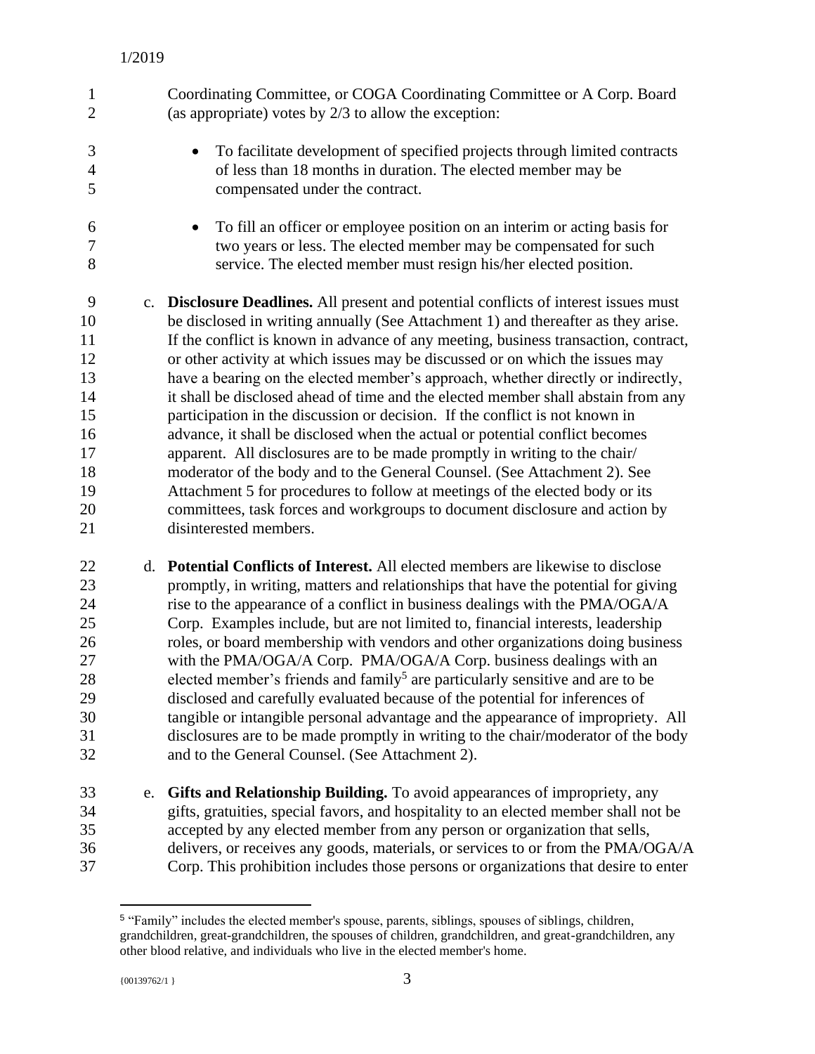Coordinating Committee, or COGA Coordinating Committee or A Corp. Board (as appropriate) votes by 2/3 to allow the exception:

- To facilitate development of specified projects through limited contracts of less than 18 months in duration. The elected member may be compensated under the contract.

- To fill an officer or employee position on an interim or acting basis for two years or less. The elected member may be compensated for such service. The elected member must resign his/her elected position.

c. **Disclosure Deadlines.** All present and potential conflicts of interest issues must be disclosed in writing annually (See Attachment 1) and thereafter as they arise. If the conflict is known in advance of any meeting, business transaction, contract, or other activity at which issues may be discussed or on which the issues may have a bearing on the elected member's approach, whether directly or indirectly, it shall be disclosed ahead of time and the elected member shall abstain from any participation in the discussion or decision. If the conflict is not known in advance, it shall be disclosed when the actual or potential conflict becomes apparent. All disclosures are to be made promptly in writing to the chair/ moderator of the body and to the General Counsel. (See Attachment 2). See Attachment 5 for procedures to follow at meetings of the elected body or its committees, task forces and workgroups to document disclosure and action by disinterested members.

d. **Potential Conflicts of Interest.** All elected members are likewise to disclose promptly, in writing, matters and relationships that have the potential for giving rise to the appearance of a conflict in business dealings with the PMA/OGA/A Corp. Examples include, but are not limited to, financial interests, leadership roles, or board membership with vendors and other organizations doing business with the PMA/OGA/A Corp. PMA/OGA/A Corp. business dealings with an elected member's friends and family[5] are particularly sensitive and are to be disclosed and carefully evaluated because of the potential for inferences of tangible or intangible personal advantage and the appearance of impropriety. All disclosures are to be made promptly in writing to the chair/moderator of the body and to the General Counsel. (See Attachment 2).

e. **Gifts and Relationship Building.** To avoid appearances of impropriety, any gifts, gratuities, special favors, and hospitality to an elected member shall not be accepted by any elected member from any person or organization that sells, delivers, or receives any goods, materials, or services to or from the PMA/OGA/A Corp. This prohibition includes those persons or organizations that desire to enter

---

[5] "Family" includes the elected member's spouse, parents, siblings, spouses of siblings, children, grandchildren, great-grandchildren, the spouses of children, grandchildren, and great-grandchildren, any other blood relative, and individuals who live in the elected member's home.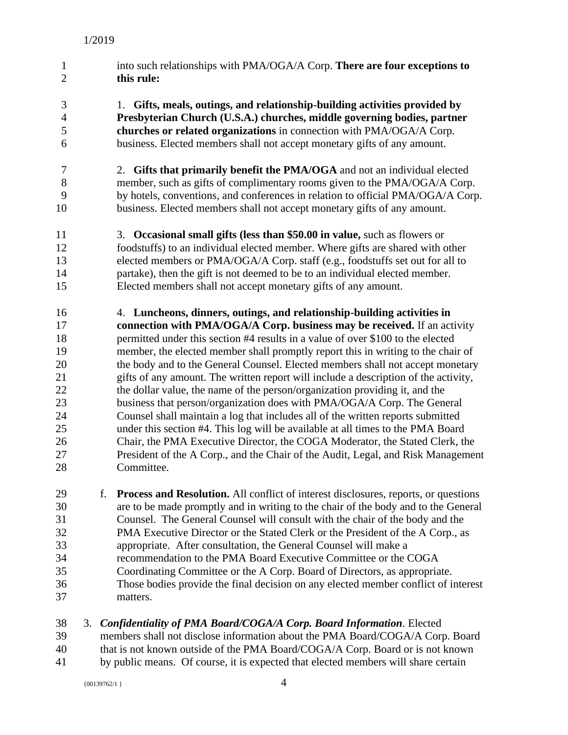into such relationships with PMA/OGA/A Corp. **There are four exceptions to this rule:**

1. **Gifts, meals, outings, and relationship-building activities provided by Presbyterian Church (U.S.A.) churches, middle governing bodies, partner churches or related organizations** in connection with PMA/OGA/A Corp. business. Elected members shall not accept monetary gifts of any amount.

2. **Gifts that primarily benefit the PMA/OGA** and not an individual elected member, such as gifts of complimentary rooms given to the PMA/OGA/A Corp. by hotels, conventions, and conferences in relation to official PMA/OGA/A Corp. business. Elected members shall not accept monetary gifts of any amount.

3. **Occasional small gifts (less than $50.00 in value,** such as flowers or foodstuffs) to an individual elected member. Where gifts are shared with other elected members or PMA/OGA/A Corp. staff (e.g., foodstuffs set out for all to partake), then the gift is not deemed to be to an individual elected member. Elected members shall not accept monetary gifts of any amount.

4. **Luncheons, dinners, outings, and relationship-building activities in connection with PMA/OGA/A Corp. business may be received.** If an activity permitted under this section #4 results in a value of over $100 to the elected member, the elected member shall promptly report this in writing to the chair of the body and to the General Counsel. Elected members shall not accept monetary gifts of any amount. The written report will include a description of the activity, the dollar value, the name of the person/organization providing it, and the business that person/organization does with PMA/OGA/A Corp. The General Counsel shall maintain a log that includes all of the written reports submitted under this section #4. This log will be available at all times to the PMA Board Chair, the PMA Executive Director, the COGA Moderator, the Stated Clerk, the President of the A Corp., and the Chair of the Audit, Legal, and Risk Management Committee.

f. **Process and Resolution.** All conflict of interest disclosures, reports, or questions are to be made promptly and in writing to the chair of the body and to the General Counsel. The General Counsel will consult with the chair of the body and the PMA Executive Director or the Stated Clerk or the President of the A Corp., as appropriate. After consultation, the General Counsel will make a recommendation to the PMA Board Executive Committee or the COGA Coordinating Committee or the A Corp. Board of Directors, as appropriate. Those bodies provide the final decision on any elected member conflict of interest matters.

3. ***Confidentiality of PMA Board/COGA/A Corp. Board Information***. Elected members shall not disclose information about the PMA Board/COGA/A Corp. Board that is not known outside of the PMA Board/COGA/A Corp. Board or is not known by public means. Of course, it is expected that elected members will share certain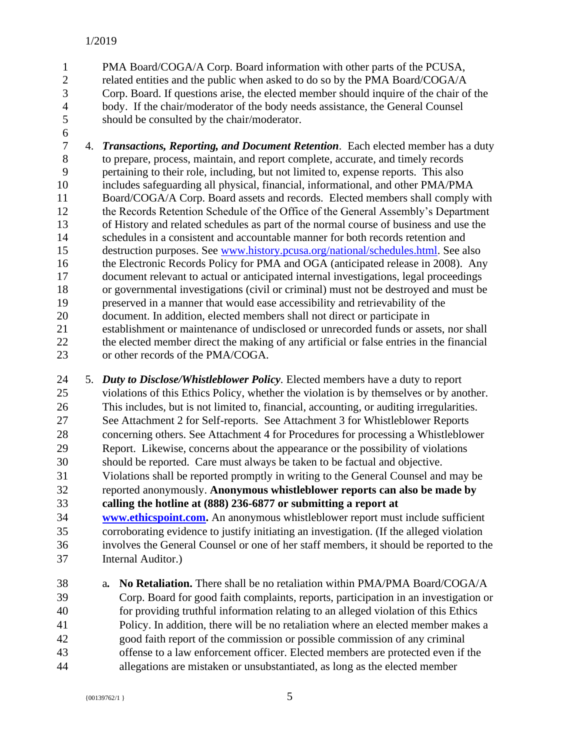PMA Board/COGA/A Corp. Board information with other parts of the PCUSA, related entities and the public when asked to do so by the PMA Board/COGA/A Corp. Board. If questions arise, the elected member should inquire of the chair of the body. If the chair/moderator of the body needs assistance, the General Counsel should be consulted by the chair/moderator.

4. ***Transactions, Reporting, and Document Retention***. Each elected member has a duty to prepare, process, maintain, and report complete, accurate, and timely records pertaining to their role, including, but not limited to, expense reports. This also includes safeguarding all physical, financial, informational, and other PMA/PMA Board/COGA/A Corp. Board assets and records. Elected members shall comply with the Records Retention Schedule of the Office of the General Assembly's Department of History and related schedules as part of the normal course of business and use the schedules in a consistent and accountable manner for both records retention and destruction purposes. See www.history.pcusa.org/national/schedules.html. See also the Electronic Records Policy for PMA and OGA (anticipated release in 2008). Any document relevant to actual or anticipated internal investigations, legal proceedings or governmental investigations (civil or criminal) must not be destroyed and must be preserved in a manner that would ease accessibility and retrievability of the document. In addition, elected members shall not direct or participate in establishment or maintenance of undisclosed or unrecorded funds or assets, nor shall the elected member direct the making of any artificial or false entries in the financial or other records of the PMA/COGA.

5. ***Duty to Disclose/Whistleblower Policy***. Elected members have a duty to report violations of this Ethics Policy, whether the violation is by themselves or by another. This includes, but is not limited to, financial, accounting, or auditing irregularities. See Attachment 2 for Self-reports. See Attachment 3 for Whistleblower Reports concerning others. See Attachment 4 for Procedures for processing a Whistleblower Report. Likewise, concerns about the appearance or the possibility of violations should be reported. Care must always be taken to be factual and objective. Violations shall be reported promptly in writing to the General Counsel and may be reported anonymously. **Anonymous whistleblower reports can also be made by calling the hotline at (888) 236-6877 or submitting a report at www.ethicspoint.com.** An anonymous whistleblower report must include sufficient corroborating evidence to justify initiating an investigation. (If the alleged violation involves the General Counsel or one of her staff members, it should be reported to the Internal Auditor.)

   a. **No Retaliation.** There shall be no retaliation within PMA/PMA Board/COGA/A Corp. Board for good faith complaints, reports, participation in an investigation or for providing truthful information relating to an alleged violation of this Ethics Policy. In addition, there will be no retaliation where an elected member makes a good faith report of the commission or possible commission of any criminal offense to a law enforcement officer. Elected members are protected even if the allegations are mistaken or unsubstantiated, as long as the elected member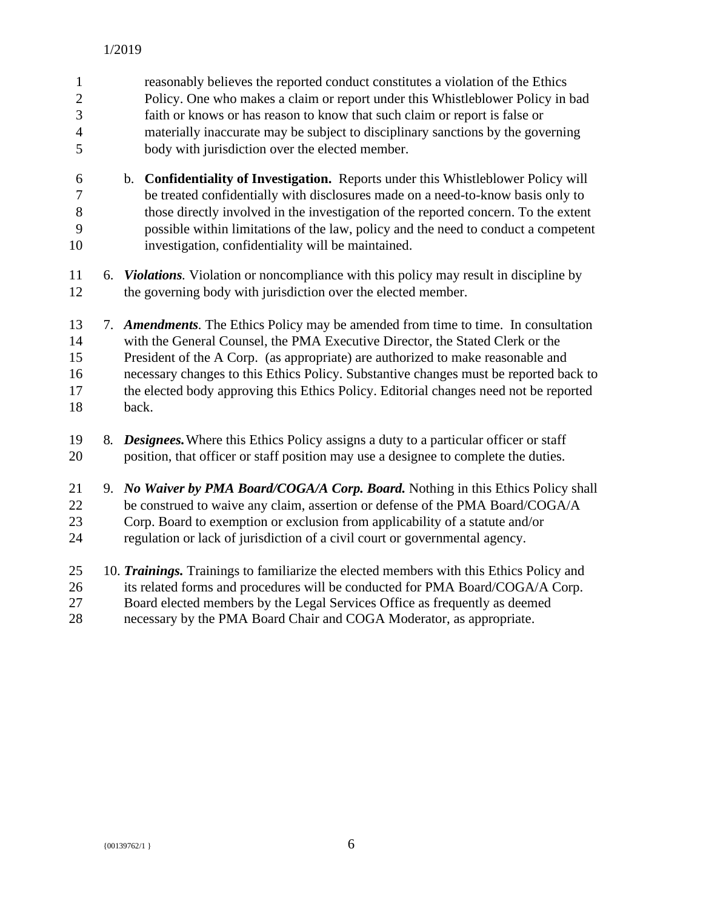reasonably believes the reported conduct constitutes a violation of the Ethics Policy. One who makes a claim or report under this Whistleblower Policy in bad faith or knows or has reason to know that such claim or report is false or materially inaccurate may be subject to disciplinary sanctions by the governing body with jurisdiction over the elected member.

b. **Confidentiality of Investigation.** Reports under this Whistleblower Policy will be treated confidentially with disclosures made on a need-to-know basis only to those directly involved in the investigation of the reported concern. To the extent possible within limitations of the law, policy and the need to conduct a competent investigation, confidentiality will be maintained.

6. ***Violations****.* Violation or noncompliance with this policy may result in discipline by the governing body with jurisdiction over the elected member.

7. ***Amendments***. The Ethics Policy may be amended from time to time. In consultation with the General Counsel, the PMA Executive Director, the Stated Clerk or the President of the A Corp. (as appropriate) are authorized to make reasonable and necessary changes to this Ethics Policy. Substantive changes must be reported back to the elected body approving this Ethics Policy. Editorial changes need not be reported back.

8. ***Designees.*** Where this Ethics Policy assigns a duty to a particular officer or staff position, that officer or staff position may use a designee to complete the duties.

9. ***No Waiver by PMA Board/COGA/A Corp. Board.*** Nothing in this Ethics Policy shall be construed to waive any claim, assertion or defense of the PMA Board/COGA/A Corp. Board to exemption or exclusion from applicability of a statute and/or regulation or lack of jurisdiction of a civil court or governmental agency.

10. ***Trainings.*** Trainings to familiarize the elected members with this Ethics Policy and its related forms and procedures will be conducted for PMA Board/COGA/A Corp. Board elected members by the Legal Services Office as frequently as deemed necessary by the PMA Board Chair and COGA Moderator, as appropriate.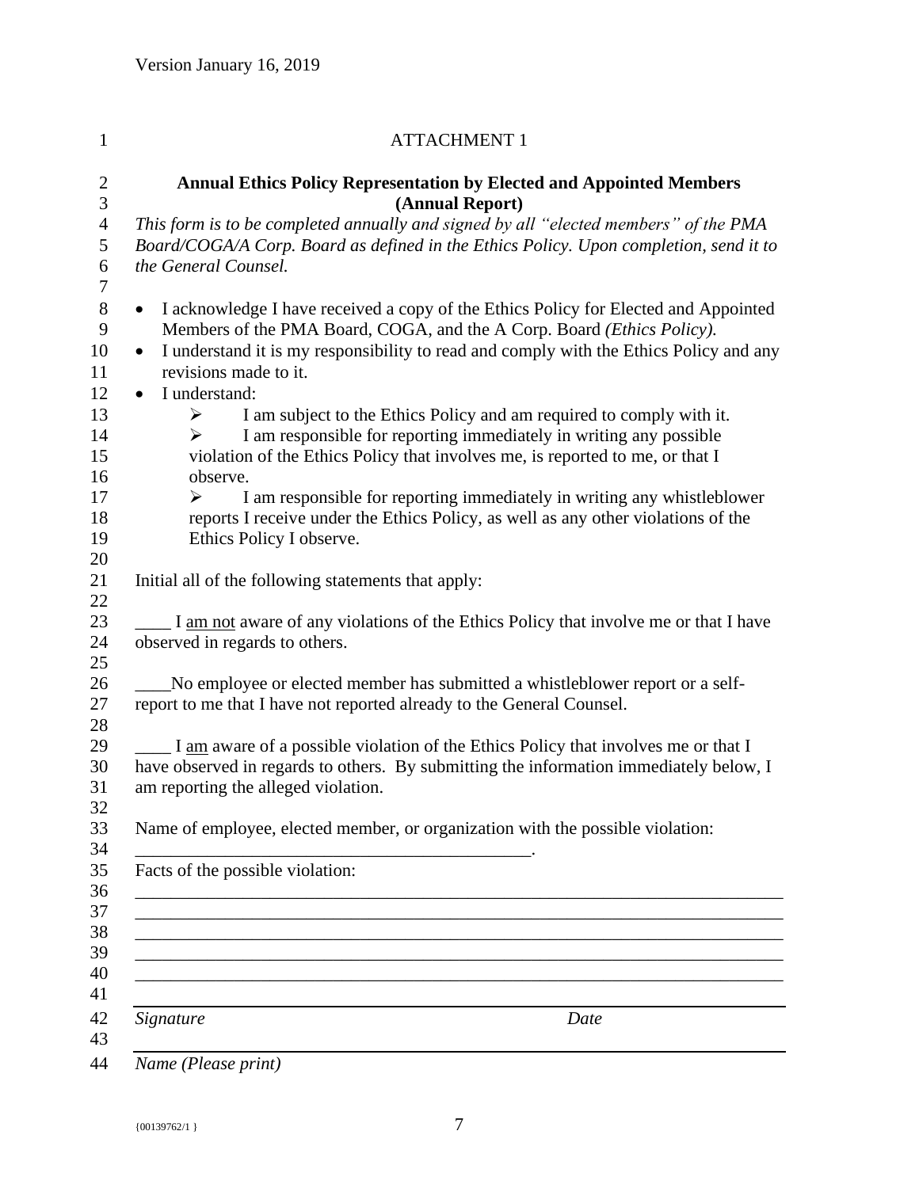ATTACHMENT 1

**Annual Ethics Policy Representation by Elected and Appointed Members (Annual Report)**

*This form is to be completed annually and signed by all "elected members" of the PMA Board/COGA/A Corp. Board as defined in the Ethics Policy. Upon completion, send it to the General Counsel.*

- I acknowledge I have received a copy of the Ethics Policy for Elected and Appointed Members of the PMA Board, COGA, and the A Corp. Board *(Ethics Policy).*
- I understand it is my responsibility to read and comply with the Ethics Policy and any revisions made to it.
- I understand:
  - I am subject to the Ethics Policy and am required to comply with it.
  - I am responsible for reporting immediately in writing any possible violation of the Ethics Policy that involves me, is reported to me, or that I observe.
  - I am responsible for reporting immediately in writing any whistleblower reports I receive under the Ethics Policy, as well as any other violations of the Ethics Policy I observe.

Initial all of the following statements that apply:

____ I am not aware of any violations of the Ethics Policy that involve me or that I have observed in regards to others.

____No employee or elected member has submitted a whistleblower report or a self-report to me that I have not reported already to the General Counsel.

____ I am aware of a possible violation of the Ethics Policy that involves me or that I have observed in regards to others. By submitting the information immediately below, I am reporting the alleged violation.

Name of employee, elected member, or organization with the possible violation: ____________________________________________.

Facts of the possible violation:

__________________________________________________________________________

__________________________________________________________________________

__________________________________________________________________________

__________________________________________________________________________

__________________________________________________________________________

__________________________________________________________________________

*Signature* *Date*

__________________________________________________________________________

*Name (Please print)*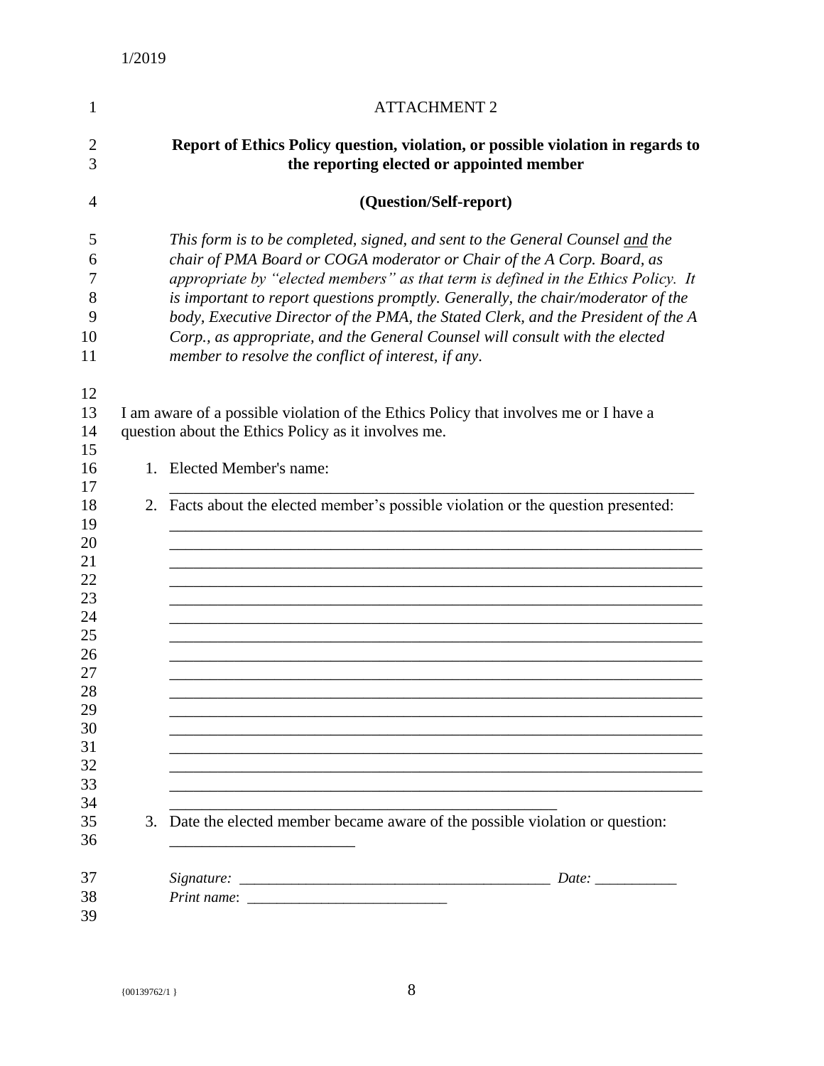ATTACHMENT 2

**Report of Ethics Policy question, violation, or possible violation in regards to the reporting elected or appointed member**

**(Question/Self-report)**

*This form is to be completed, signed, and sent to the General Counsel <u>and</u> the chair of PMA Board or COGA moderator or Chair of the A Corp. Board, as appropriate by "elected members" as that term is defined in the Ethics Policy. It is important to report questions promptly. Generally, the chair/moderator of the body, Executive Director of the PMA, the Stated Clerk, and the President of the A Corp., as appropriate, and the General Counsel will consult with the elected member to resolve the conflict of interest, if any.*

I am aware of a possible violation of the Ethics Policy that involves me or I have a question about the Ethics Policy as it involves me.

1. Elected Member's name:
   ____________________________________________________________________

2. Facts about the elected member's possible violation or the question presented:
   ____________________________________________________________________
   ____________________________________________________________________
   ____________________________________________________________________
   ____________________________________________________________________
   ____________________________________________________________________
   ____________________________________________________________________
   ____________________________________________________________________
   ____________________________________________________________________
   ____________________________________________________________________
   ____________________________________________________________________
   ____________________________________________________________________
   ____________________________________________________________________
   ____________________________________________________________________
   ____________________________________________________________________
   ____________________________________________________________________
   ____________________________________________________

3. Date the elected member became aware of the possible violation or question:
   ________________________

*Signature:* ________________________________________ *Date:* ___________

*Print name*: __________________________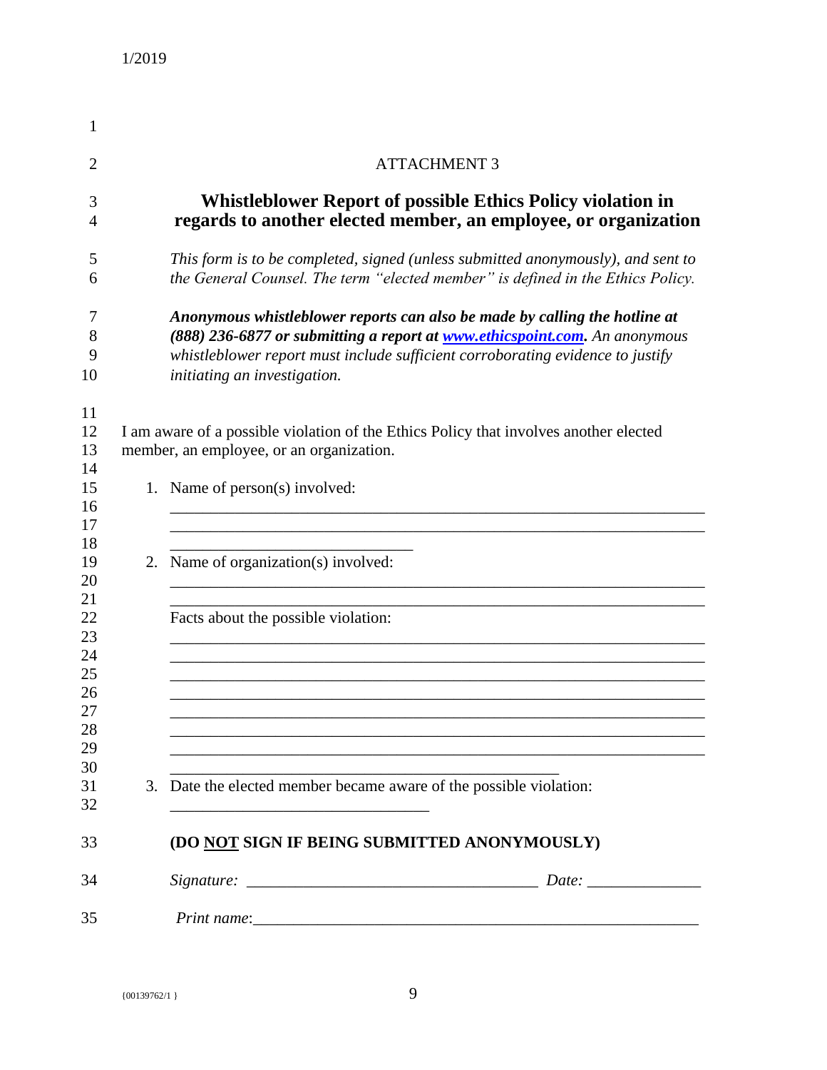ATTACHMENT 3

## Whistleblower Report of possible Ethics Policy violation in regards to another elected member, an employee, or organization

*This form is to be completed, signed (unless submitted anonymously), and sent to the General Counsel. The term "elected member" is defined in the Ethics Policy.*

***Anonymous whistleblower reports can also be made by calling the hotline at (888) 236-6877 or submitting a report at [www.ethicspoint.com](http://www.ethicspoint.com).*** *An anonymous whistleblower report must include sufficient corroborating evidence to justify initiating an investigation.*

I am aware of a possible violation of the Ethics Policy that involves another elected member, an employee, or an organization.

1. Name of person(s) involved:

   ____________________________________________________________________

   ____________________________________________________________________

   ______________________________

2. Name of organization(s) involved:

   ____________________________________________________________________

   ____________________________________________________________________

   Facts about the possible violation:

   ____________________________________________________________________

   ____________________________________________________________________

   ____________________________________________________________________

   ____________________________________________________________________

   ____________________________________________________________________

   ____________________________________________________________________

   ____________________________________________________________________

   ________________________________________________

3. Date the elected member became aware of the possible violation:

   ________________________________

**(DO <u>NOT</u> SIGN IF BEING SUBMITTED ANONYMOUSLY)**

*Signature:* ____________________________________ *Date:* _____________

*Print name*:______________________________________________________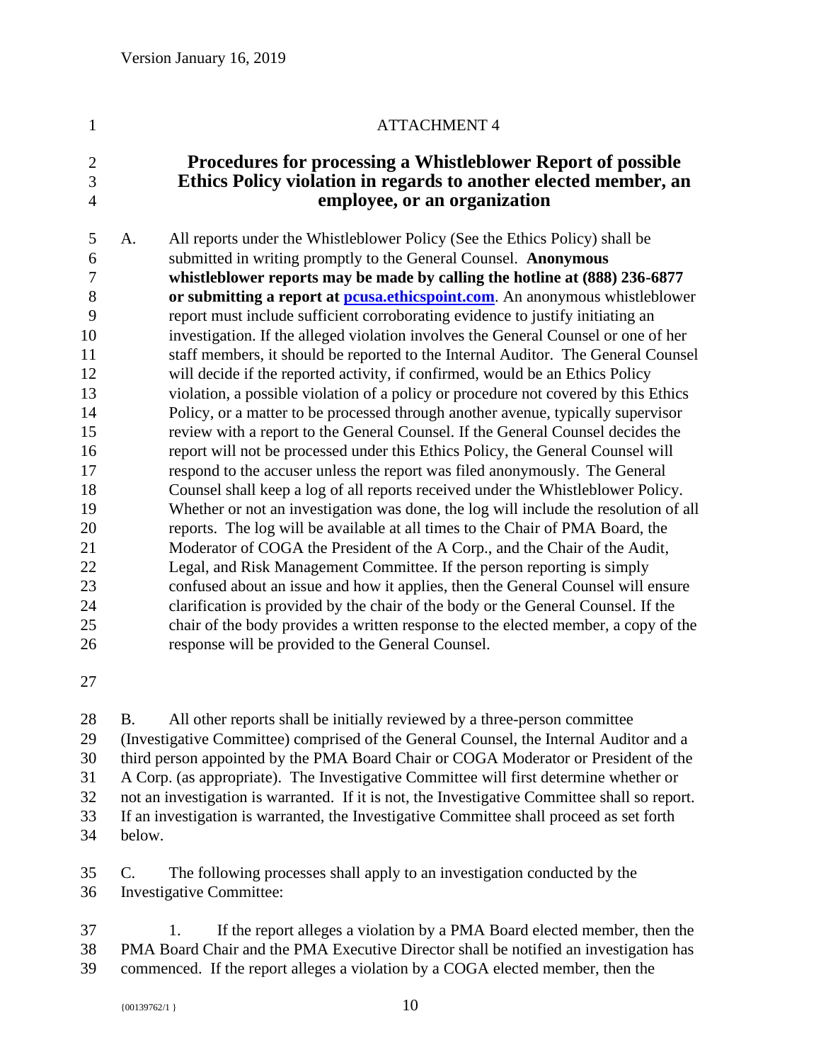ATTACHMENT 4

# Procedures for processing a Whistleblower Report of possible Ethics Policy violation in regards to another elected member, an employee, or an organization

A. All reports under the Whistleblower Policy (See the Ethics Policy) shall be submitted in writing promptly to the General Counsel. **Anonymous whistleblower reports may be made by calling the hotline at (888) 236-6877 or submitting a report at pcusa.ethicspoint.com**. An anonymous whistleblower report must include sufficient corroborating evidence to justify initiating an investigation. If the alleged violation involves the General Counsel or one of her staff members, it should be reported to the Internal Auditor. The General Counsel will decide if the reported activity, if confirmed, would be an Ethics Policy violation, a possible violation of a policy or procedure not covered by this Ethics Policy, or a matter to be processed through another avenue, typically supervisor review with a report to the General Counsel. If the General Counsel decides the report will not be processed under this Ethics Policy, the General Counsel will respond to the accuser unless the report was filed anonymously. The General Counsel shall keep a log of all reports received under the Whistleblower Policy. Whether or not an investigation was done, the log will include the resolution of all reports. The log will be available at all times to the Chair of PMA Board, the Moderator of COGA the President of the A Corp., and the Chair of the Audit, Legal, and Risk Management Committee. If the person reporting is simply confused about an issue and how it applies, then the General Counsel will ensure clarification is provided by the chair of the body or the General Counsel. If the chair of the body provides a written response to the elected member, a copy of the response will be provided to the General Counsel.

B. All other reports shall be initially reviewed by a three-person committee (Investigative Committee) comprised of the General Counsel, the Internal Auditor and a third person appointed by the PMA Board Chair or COGA Moderator or President of the A Corp. (as appropriate). The Investigative Committee will first determine whether or not an investigation is warranted. If it is not, the Investigative Committee shall so report. If an investigation is warranted, the Investigative Committee shall proceed as set forth below.

C. The following processes shall apply to an investigation conducted by the Investigative Committee:

1. If the report alleges a violation by a PMA Board elected member, then the PMA Board Chair and the PMA Executive Director shall be notified an investigation has commenced. If the report alleges a violation by a COGA elected member, then the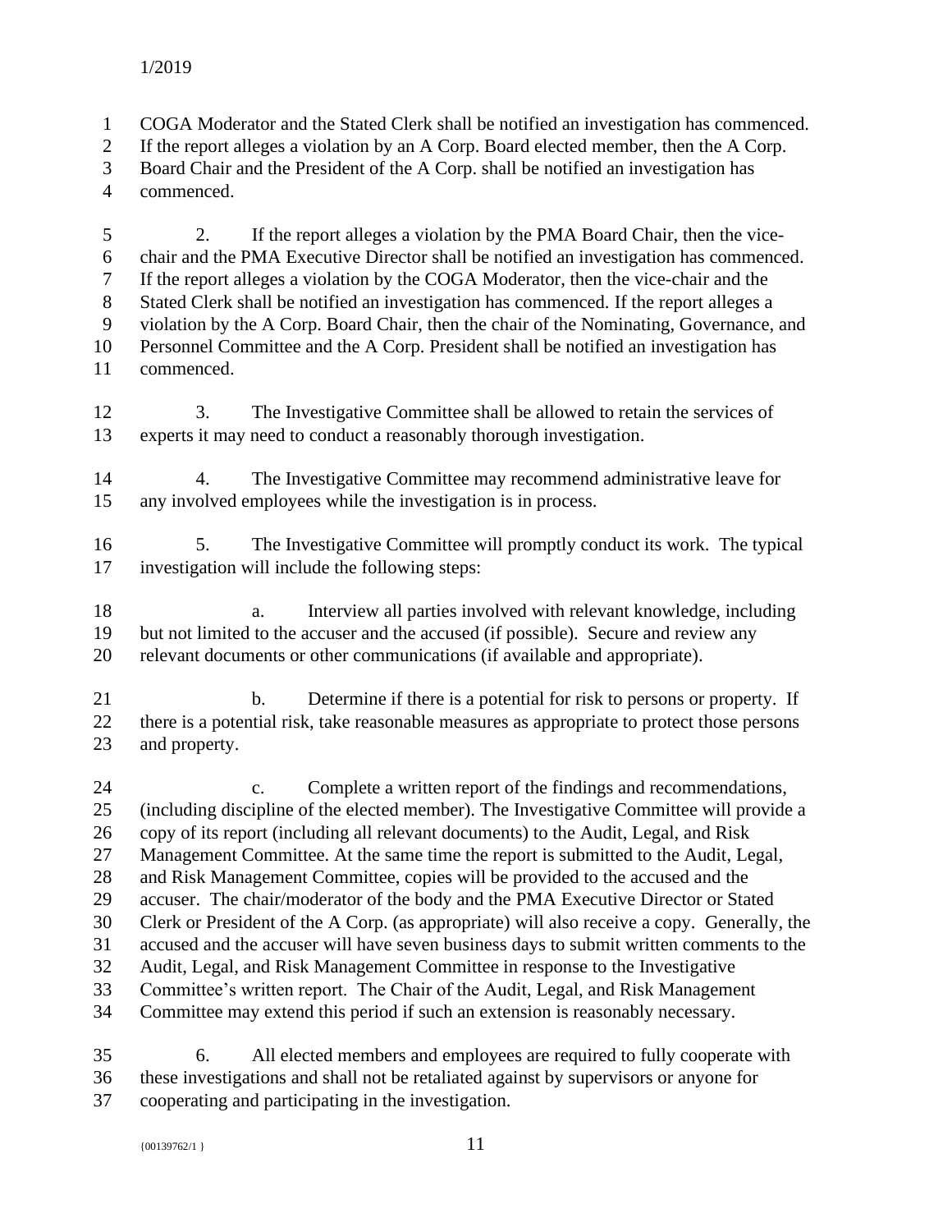COGA Moderator and the Stated Clerk shall be notified an investigation has commenced. If the report alleges a violation by an A Corp. Board elected member, then the A Corp. Board Chair and the President of the A Corp. shall be notified an investigation has commenced.

2. If the report alleges a violation by the PMA Board Chair, then the vice-chair and the PMA Executive Director shall be notified an investigation has commenced. If the report alleges a violation by the COGA Moderator, then the vice-chair and the Stated Clerk shall be notified an investigation has commenced. If the report alleges a violation by the A Corp. Board Chair, then the chair of the Nominating, Governance, and Personnel Committee and the A Corp. President shall be notified an investigation has commenced.

3. The Investigative Committee shall be allowed to retain the services of experts it may need to conduct a reasonably thorough investigation.

4. The Investigative Committee may recommend administrative leave for any involved employees while the investigation is in process.

5. The Investigative Committee will promptly conduct its work. The typical investigation will include the following steps:

a. Interview all parties involved with relevant knowledge, including but not limited to the accuser and the accused (if possible). Secure and review any relevant documents or other communications (if available and appropriate).

b. Determine if there is a potential for risk to persons or property. If there is a potential risk, take reasonable measures as appropriate to protect those persons and property.

c. Complete a written report of the findings and recommendations, (including discipline of the elected member). The Investigative Committee will provide a copy of its report (including all relevant documents) to the Audit, Legal, and Risk Management Committee. At the same time the report is submitted to the Audit, Legal, and Risk Management Committee, copies will be provided to the accused and the accuser. The chair/moderator of the body and the PMA Executive Director or Stated Clerk or President of the A Corp. (as appropriate) will also receive a copy. Generally, the accused and the accuser will have seven business days to submit written comments to the Audit, Legal, and Risk Management Committee in response to the Investigative Committee's written report. The Chair of the Audit, Legal, and Risk Management Committee may extend this period if such an extension is reasonably necessary.

6. All elected members and employees are required to fully cooperate with these investigations and shall not be retaliated against by supervisors or anyone for cooperating and participating in the investigation.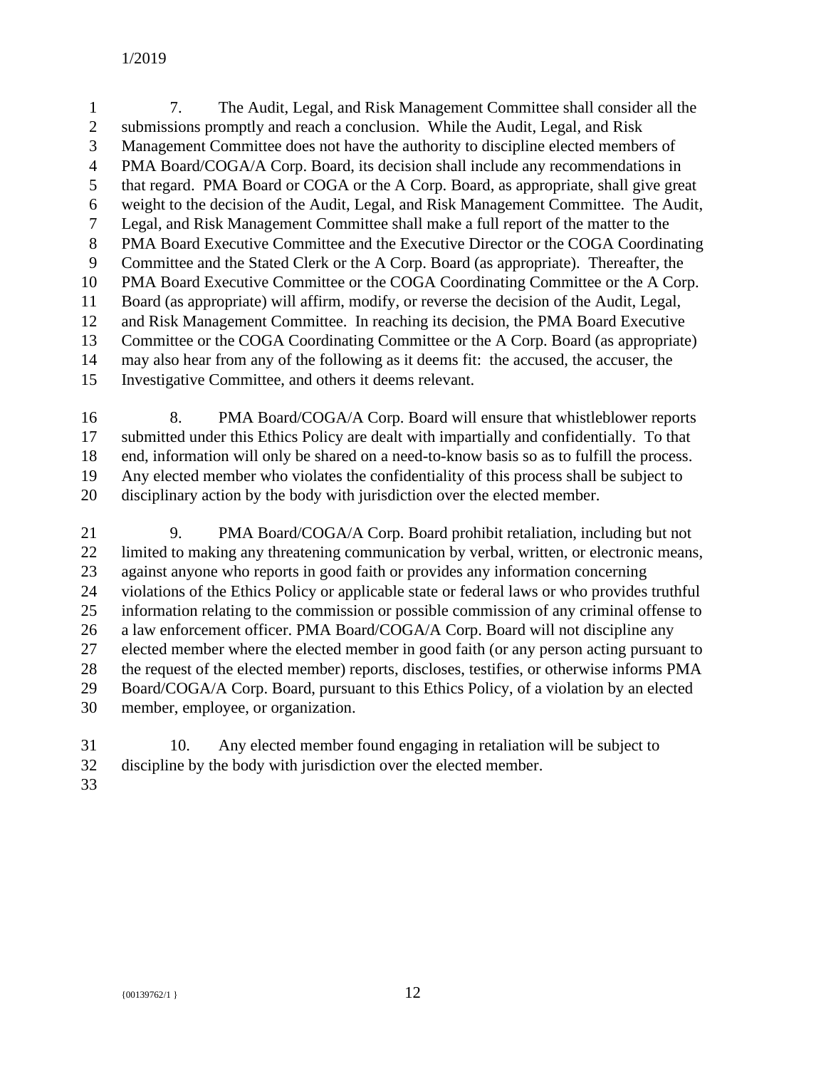7. The Audit, Legal, and Risk Management Committee shall consider all the submissions promptly and reach a conclusion. While the Audit, Legal, and Risk Management Committee does not have the authority to discipline elected members of PMA Board/COGA/A Corp. Board, its decision shall include any recommendations in that regard. PMA Board or COGA or the A Corp. Board, as appropriate, shall give great weight to the decision of the Audit, Legal, and Risk Management Committee. The Audit, Legal, and Risk Management Committee shall make a full report of the matter to the PMA Board Executive Committee and the Executive Director or the COGA Coordinating Committee and the Stated Clerk or the A Corp. Board (as appropriate). Thereafter, the PMA Board Executive Committee or the COGA Coordinating Committee or the A Corp. Board (as appropriate) will affirm, modify, or reverse the decision of the Audit, Legal, and Risk Management Committee. In reaching its decision, the PMA Board Executive Committee or the COGA Coordinating Committee or the A Corp. Board (as appropriate) may also hear from any of the following as it deems fit: the accused, the accuser, the Investigative Committee, and others it deems relevant.

8. PMA Board/COGA/A Corp. Board will ensure that whistleblower reports submitted under this Ethics Policy are dealt with impartially and confidentially. To that end, information will only be shared on a need-to-know basis so as to fulfill the process. Any elected member who violates the confidentiality of this process shall be subject to disciplinary action by the body with jurisdiction over the elected member.

9. PMA Board/COGA/A Corp. Board prohibit retaliation, including but not limited to making any threatening communication by verbal, written, or electronic means, against anyone who reports in good faith or provides any information concerning violations of the Ethics Policy or applicable state or federal laws or who provides truthful information relating to the commission or possible commission of any criminal offense to a law enforcement officer. PMA Board/COGA/A Corp. Board will not discipline any elected member where the elected member in good faith (or any person acting pursuant to the request of the elected member) reports, discloses, testifies, or otherwise informs PMA Board/COGA/A Corp. Board, pursuant to this Ethics Policy, of a violation by an elected member, employee, or organization.

10. Any elected member found engaging in retaliation will be subject to discipline by the body with jurisdiction over the elected member.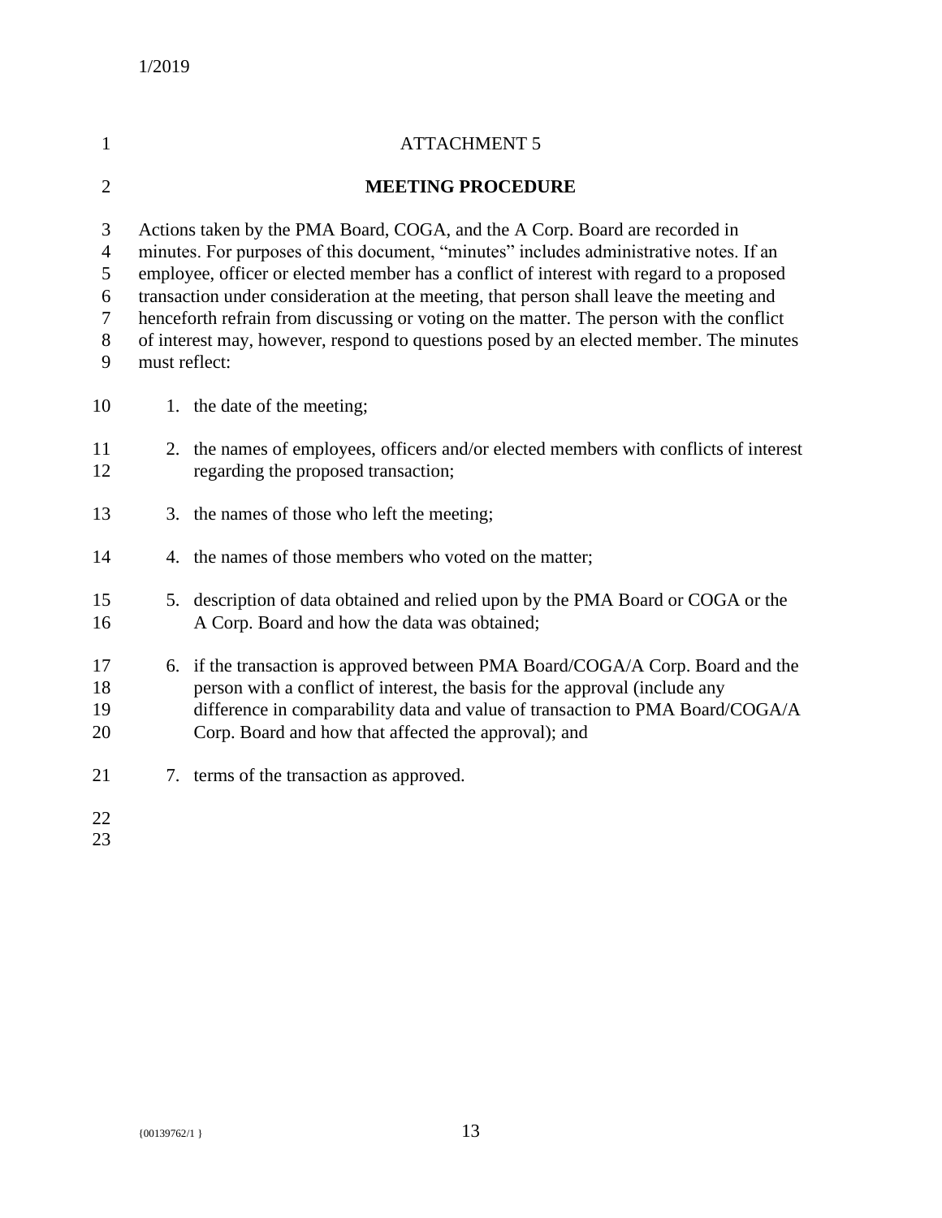ATTACHMENT 5

## MEETING PROCEDURE

Actions taken by the PMA Board, COGA, and the A Corp. Board are recorded in minutes. For purposes of this document, "minutes" includes administrative notes. If an employee, officer or elected member has a conflict of interest with regard to a proposed transaction under consideration at the meeting, that person shall leave the meeting and henceforth refrain from discussing or voting on the matter. The person with the conflict of interest may, however, respond to questions posed by an elected member. The minutes must reflect:

1. the date of the meeting;
2. the names of employees, officers and/or elected members with conflicts of interest regarding the proposed transaction;
3. the names of those who left the meeting;
4. the names of those members who voted on the matter;
5. description of data obtained and relied upon by the PMA Board or COGA or the A Corp. Board and how the data was obtained;
6. if the transaction is approved between PMA Board/COGA/A Corp. Board and the person with a conflict of interest, the basis for the approval (include any difference in comparability data and value of transaction to PMA Board/COGA/A Corp. Board and how that affected the approval); and
7. terms of the transaction as approved.